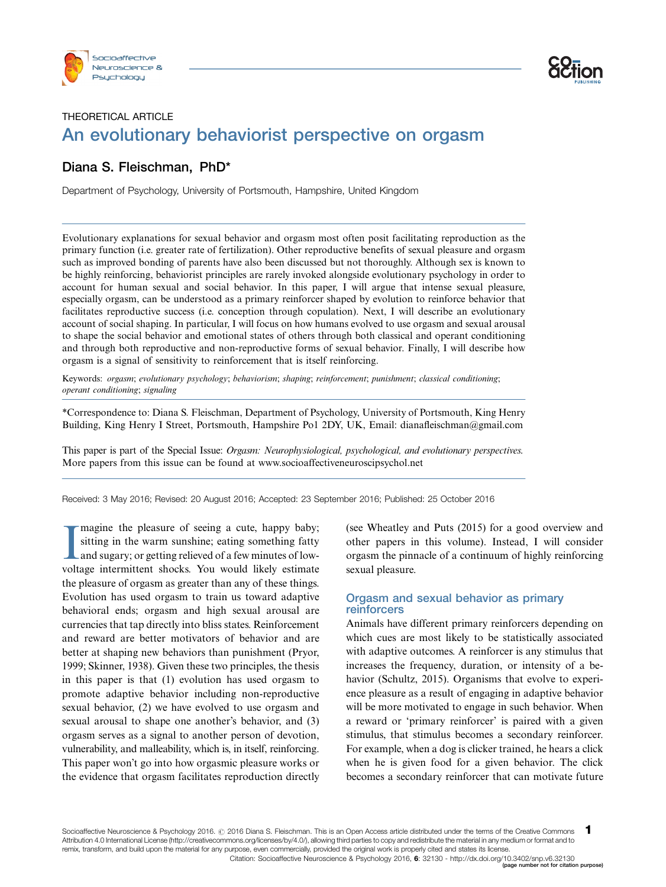THEORETICAL ARTICLE

# An evolutionary behaviorist perspective on orgasm

## Diana S. Fleischman, PhD*

Department of Psychology, University of Portsmouth, Hampshire, United Kingdom

Evolutionary explanations for sexual behavior and orgasm most often posit facilitating reproduction as the primary function (i.e. greater rate of fertilization). Other reproductive benefits of sexual pleasure and orgasm such as improved bonding of parents have also been discussed but not thoroughly. Although sex is known to be highly reinforcing, behaviorist principles are rarely invoked alongside evolutionary psychology in order to account for human sexual and social behavior. In this paper, I will argue that intense sexual pleasure, especially orgasm, can be understood as a primary reinforcer shaped by evolution to reinforce behavior that facilitates reproductive success (i.e. conception through copulation). Next, I will describe an evolutionary account of social shaping. In particular, I will focus on how humans evolved to use orgasm and sexual arousal to shape the social behavior and emotional states of others through both classical and operant conditioning and through both reproductive and non-reproductive forms of sexual behavior. Finally, I will describe how orgasm is a signal of sensitivity to reinforcement that is itself reinforcing.

Keywords: *orgasm*; *evolutionary psychology*; *behaviorism*; *shaping*; *reinforcement*; *punishment*; *classical conditioning*; *operant conditioning*; *signaling*

*Correspondence to: Diana S. Fleischman, Department of Psychology, University of Portsmouth, King Henry Building, King Henry I Street, Portsmouth, Hampshire Po1 2DY, UK, Email: dianafleischman@gmail.com

This paper is part of the Special Issue: *Orgasm: Neurophysiological, psychological, and evolutionary perspectives.* More papers from this issue can be found at www.socioaffectiveneuroscipsychol.net

Received: 3 May 2016; Revised: 20 August 2016; Accepted: 23 September 2016; Published: 25 October 2016

Imagine the pleasure of seeing a cute, happy baby; sitting in the warm sunshine; eating something fatty and sugary; or getting relieved of a few minutes of low-voltage intermittent shocks. You would likely estimate the pleasure of orgasm as greater than any of these things. Evolution has used orgasm to train us toward adaptive behavioral ends; orgasm and high sexual arousal are currencies that tap directly into bliss states. Reinforcement and reward are better motivators of behavior and are better at shaping new behaviors than punishment (Pryor, 1999; Skinner, 1938). Given these two principles, the thesis in this paper is that (1) evolution has used orgasm to promote adaptive behavior including non-reproductive sexual behavior, (2) we have evolved to use orgasm and sexual arousal to shape one another's behavior, and (3) orgasm serves as a signal to another person of devotion, vulnerability, and malleability, which is, in itself, reinforcing. This paper won't go into how orgasmic pleasure works or the evidence that orgasm facilitates reproduction directly (see Wheatley and Puts (2015) for a good overview and other papers in this volume). Instead, I will consider orgasm the pinnacle of a continuum of highly reinforcing sexual pleasure.

## Orgasm and sexual behavior as primary reinforcers

Animals have different primary reinforcers depending on which cues are most likely to be statistically associated with adaptive outcomes. A reinforcer is any stimulus that increases the frequency, duration, or intensity of a behavior (Schultz, 2015). Organisms that evolve to experience pleasure as a result of engaging in adaptive behavior will be more motivated to engage in such behavior. When a reward or 'primary reinforcer' is paired with a given stimulus, that stimulus becomes a secondary reinforcer. For example, when a dog is clicker trained, he hears a click when he is given food for a given behavior. The click becomes a secondary reinforcer that can motivate future

Socioaffective Neuroscience & Psychology 2016. © 2016 Diana S. Fleischman. This is an Open Access article distributed under the terms of the Creative Commons Attribution 4.0 International License (http://creativecommons.org/licenses/by/4.0/), allowing third parties to copy and redistribute the material in any medium or format and to remix, transform, and build upon the material for any purpose, even commercially, provided the original work is properly cited and states its license.

Citation: Socioaffective Neuroscience & Psychology 2016, **6**: 32130 - http://dx.doi.org/10.3402/snp.v6.32130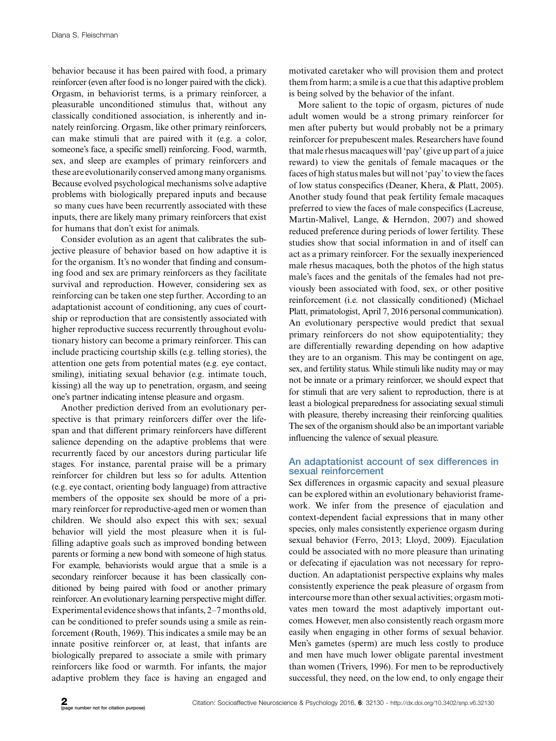behavior because it has been paired with food, a primary reinforcer (even after food is no longer paired with the click). Orgasm, in behaviorist terms, is a primary reinforcer, a pleasurable unconditioned stimulus that, without any classically conditioned association, is inherently and innately reinforcing. Orgasm, like other primary reinforcers, can make stimuli that are paired with it (e.g. a color, someone's face, a specific smell) reinforcing. Food, warmth, sex, and sleep are examples of primary reinforcers and these are evolutionarily conserved among many organisms. Because evolved psychological mechanisms solve adaptive problems with biologically prepared inputs and because so many cues have been recurrently associated with these inputs, there are likely many primary reinforcers that exist for humans that don't exist for animals.

Consider evolution as an agent that calibrates the subjective pleasure of behavior based on how adaptive it is for the organism. It's no wonder that finding and consuming food and sex are primary reinforcers as they facilitate survival and reproduction. However, considering sex as reinforcing can be taken one step further. According to an adaptationist account of conditioning, any cues of courtship or reproduction that are consistently associated with higher reproductive success recurrently throughout evolutionary history can become a primary reinforcer. This can include practicing courtship skills (e.g. telling stories), the attention one gets from potential mates (e.g. eye contact, smiling), initiating sexual behavior (e.g. intimate touch, kissing) all the way up to penetration, orgasm, and seeing one's partner indicating intense pleasure and orgasm.

Another prediction derived from an evolutionary perspective is that primary reinforcers differ over the lifespan and that different primary reinforcers have different salience depending on the adaptive problems that were recurrently faced by our ancestors during particular life stages. For instance, parental praise will be a primary reinforcer for children but less so for adults. Attention (e.g. eye contact, orienting body language) from attractive members of the opposite sex should be more of a primary reinforcer for reproductive-aged men or women than children. We should also expect this with sex; sexual behavior will yield the most pleasure when it is fulfilling adaptive goals such as improved bonding between parents or forming a new bond with someone of high status. For example, behaviorists would argue that a smile is a secondary reinforcer because it has been classically conditioned by being paired with food or another primary reinforcer. An evolutionary learning perspective might differ. Experimental evidence shows that infants, 2–7 months old, can be conditioned to prefer sounds using a smile as reinforcement (Routh, 1969). This indicates a smile may be an innate positive reinforcer or, at least, that infants are biologically prepared to associate a smile with primary reinforcers like food or warmth. For infants, the major adaptive problem they face is having an engaged and motivated caretaker who will provision them and protect them from harm; a smile is a cue that this adaptive problem is being solved by the behavior of the infant.

More salient to the topic of orgasm, pictures of nude adult women would be a strong primary reinforcer for men after puberty but would probably not be a primary reinforcer for prepubescent males. Researchers have found that male rhesus macaques will 'pay' (give up part of a juice reward) to view the genitals of female macaques or the faces of high status males but will not 'pay' to view the faces of low status conspecifics (Deaner, Khera, & Platt, 2005). Another study found that peak fertility female macaques preferred to view the faces of male conspecifics (Lacreuse, Martin-Malivel, Lange, & Herndon, 2007) and showed reduced preference during periods of lower fertility. These studies show that social information in and of itself can act as a primary reinforcer. For the sexually inexperienced male rhesus macaques, both the photos of the high status male's faces and the genitals of the females had not previously been associated with food, sex, or other positive reinforcement (i.e. not classically conditioned) (Michael Platt, primatologist, April 7, 2016 personal communication). An evolutionary perspective would predict that sexual primary reinforcers do not show equipotentiality; they are differentially rewarding depending on how adaptive they are to an organism. This may be contingent on age, sex, and fertility status. While stimuli like nudity may or may not be innate or a primary reinforcer, we should expect that for stimuli that are very salient to reproduction, there is at least a biological preparedness for associating sexual stimuli with pleasure, thereby increasing their reinforcing qualities. The sex of the organism should also be an important variable influencing the valence of sexual pleasure.

## An adaptationist account of sex differences in sexual reinforcement

Sex differences in orgasmic capacity and sexual pleasure can be explored within an evolutionary behaviorist framework. We infer from the presence of ejaculation and context-dependent facial expressions that in many other species, only males consistently experience orgasm during sexual behavior (Ferro, 2013; Lloyd, 2009). Ejaculation could be associated with no more pleasure than urinating or defecating if ejaculation was not necessary for reproduction. An adaptationist perspective explains why males consistently experience the peak pleasure of orgasm from intercourse more than other sexual activities; orgasm motivates men toward the most adaptively important outcomes. However, men also consistently reach orgasm more easily when engaging in other forms of sexual behavior. Men's gametes (sperm) are much less costly to produce and men have much lower obligate parental investment than women (Trivers, 1996). For men to be reproductively successful, they need, on the low end, to only engage their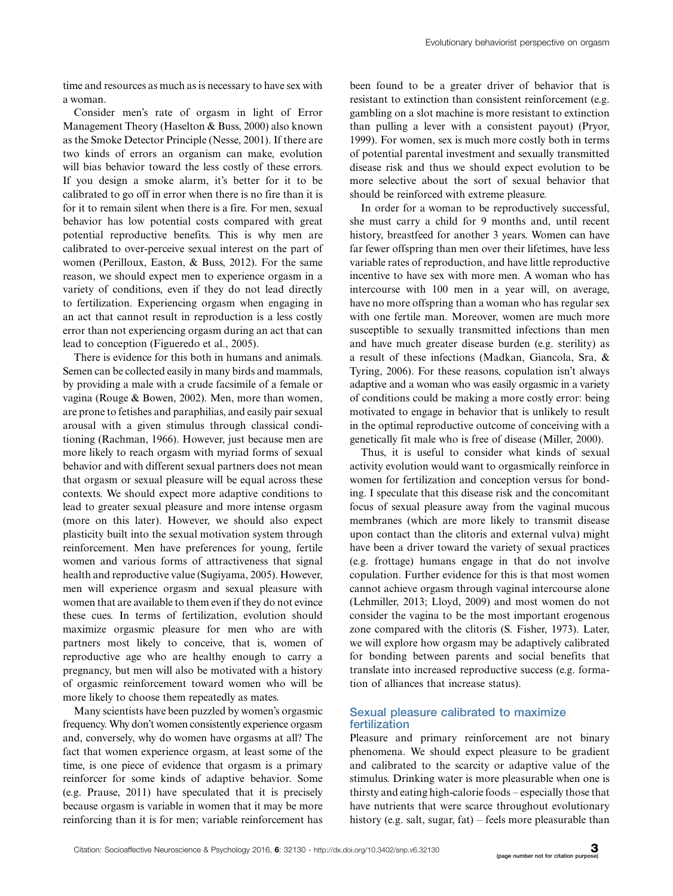time and resources as much as is necessary to have sex with a woman.

Consider men's rate of orgasm in light of Error Management Theory (Haselton & Buss, 2000) also known as the Smoke Detector Principle (Nesse, 2001). If there are two kinds of errors an organism can make, evolution will bias behavior toward the less costly of these errors. If you design a smoke alarm, it's better for it to be calibrated to go off in error when there is no fire than it is for it to remain silent when there is a fire. For men, sexual behavior has low potential costs compared with great potential reproductive benefits. This is why men are calibrated to over-perceive sexual interest on the part of women (Perilloux, Easton, & Buss, 2012). For the same reason, we should expect men to experience orgasm in a variety of conditions, even if they do not lead directly to fertilization. Experiencing orgasm when engaging in an act that cannot result in reproduction is a less costly error than not experiencing orgasm during an act that can lead to conception (Figueredo et al., 2005).

There is evidence for this both in humans and animals. Semen can be collected easily in many birds and mammals, by providing a male with a crude facsimile of a female or vagina (Rouge & Bowen, 2002). Men, more than women, are prone to fetishes and paraphilias, and easily pair sexual arousal with a given stimulus through classical conditioning (Rachman, 1966). However, just because men are more likely to reach orgasm with myriad forms of sexual behavior and with different sexual partners does not mean that orgasm or sexual pleasure will be equal across these contexts. We should expect more adaptive conditions to lead to greater sexual pleasure and more intense orgasm (more on this later). However, we should also expect plasticity built into the sexual motivation system through reinforcement. Men have preferences for young, fertile women and various forms of attractiveness that signal health and reproductive value (Sugiyama, 2005). However, men will experience orgasm and sexual pleasure with women that are available to them even if they do not evince these cues. In terms of fertilization, evolution should maximize orgasmic pleasure for men who are with partners most likely to conceive, that is, women of reproductive age who are healthy enough to carry a pregnancy, but men will also be motivated with a history of orgasmic reinforcement toward women who will be more likely to choose them repeatedly as mates.

Many scientists have been puzzled by women's orgasmic frequency. Why don't women consistently experience orgasm and, conversely, why do women have orgasms at all? The fact that women experience orgasm, at least some of the time, is one piece of evidence that orgasm is a primary reinforcer for some kinds of adaptive behavior. Some (e.g. Prause, 2011) have speculated that it is precisely because orgasm is variable in women that it may be more reinforcing than it is for men; variable reinforcement has been found to be a greater driver of behavior that is resistant to extinction than consistent reinforcement (e.g. gambling on a slot machine is more resistant to extinction than pulling a lever with a consistent payout) (Pryor, 1999). For women, sex is much more costly both in terms of potential parental investment and sexually transmitted disease risk and thus we should expect evolution to be more selective about the sort of sexual behavior that should be reinforced with extreme pleasure.

In order for a woman to be reproductively successful, she must carry a child for 9 months and, until recent history, breastfeed for another 3 years. Women can have far fewer offspring than men over their lifetimes, have less variable rates of reproduction, and have little reproductive incentive to have sex with more men. A woman who has intercourse with 100 men in a year will, on average, have no more offspring than a woman who has regular sex with one fertile man. Moreover, women are much more susceptible to sexually transmitted infections than men and have much greater disease burden (e.g. sterility) as a result of these infections (Madkan, Giancola, Sra, & Tyring, 2006). For these reasons, copulation isn't always adaptive and a woman who was easily orgasmic in a variety of conditions could be making a more costly error: being motivated to engage in behavior that is unlikely to result in the optimal reproductive outcome of conceiving with a genetically fit male who is free of disease (Miller, 2000).

Thus, it is useful to consider what kinds of sexual activity evolution would want to orgasmically reinforce in women for fertilization and conception versus for bonding. I speculate that this disease risk and the concomitant focus of sexual pleasure away from the vaginal mucous membranes (which are more likely to transmit disease upon contact than the clitoris and external vulva) might have been a driver toward the variety of sexual practices (e.g. frottage) humans engage in that do not involve copulation. Further evidence for this is that most women cannot achieve orgasm through vaginal intercourse alone (Lehmiller, 2013; Lloyd, 2009) and most women do not consider the vagina to be the most important erogenous zone compared with the clitoris (S. Fisher, 1973). Later, we will explore how orgasm may be adaptively calibrated for bonding between parents and social benefits that translate into increased reproductive success (e.g. formation of alliances that increase status).

## Sexual pleasure calibrated to maximize fertilization

Pleasure and primary reinforcement are not binary phenomena. We should expect pleasure to be gradient and calibrated to the scarcity or adaptive value of the stimulus. Drinking water is more pleasurable when one is thirsty and eating high-calorie foods – especially those that have nutrients that were scarce throughout evolutionary history (e.g. salt, sugar, fat) – feels more pleasurable than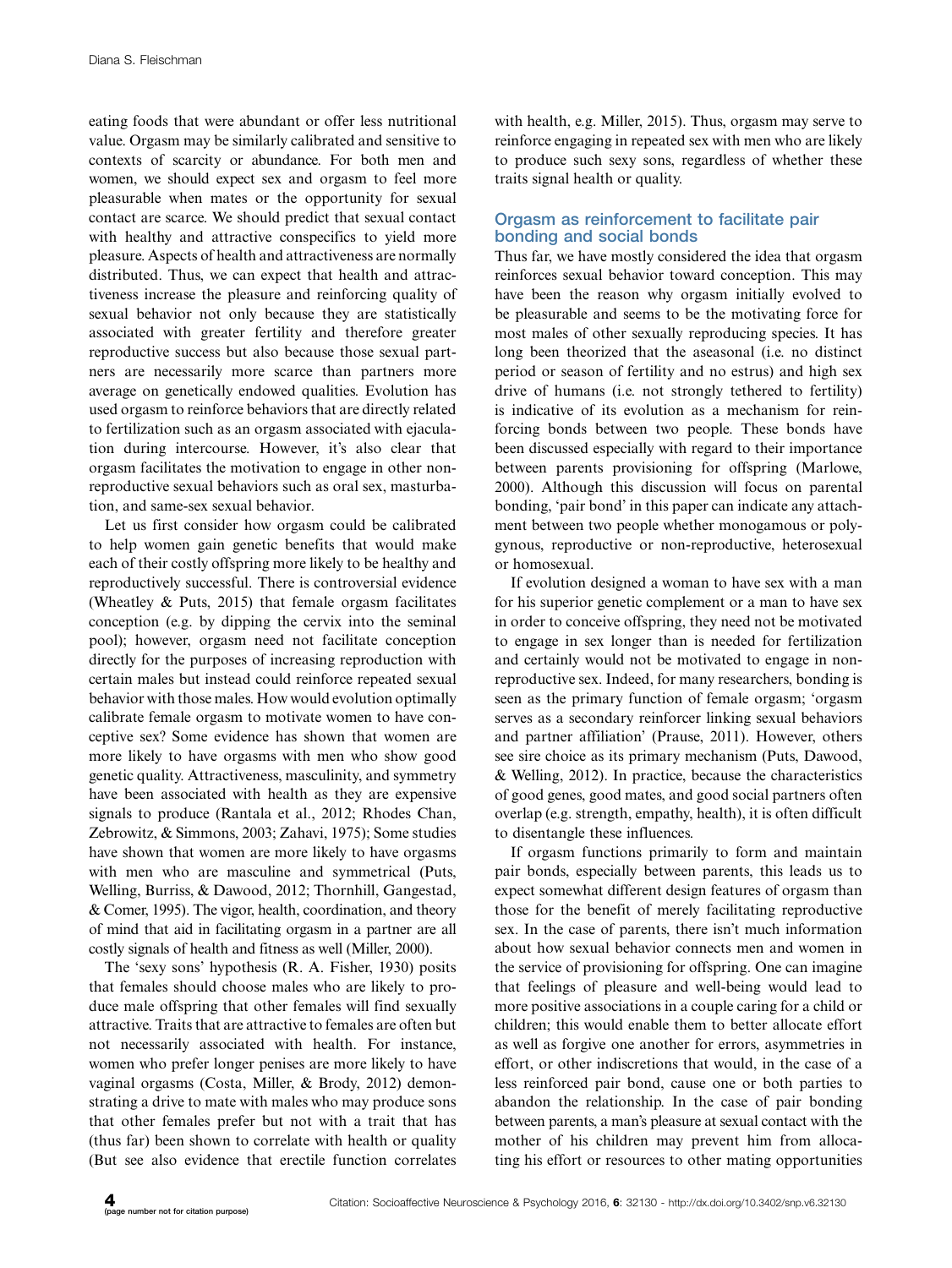eating foods that were abundant or offer less nutritional value. Orgasm may be similarly calibrated and sensitive to contexts of scarcity or abundance. For both men and women, we should expect sex and orgasm to feel more pleasurable when mates or the opportunity for sexual contact are scarce. We should predict that sexual contact with healthy and attractive conspecifics to yield more pleasure. Aspects of health and attractiveness are normally distributed. Thus, we can expect that health and attractiveness increase the pleasure and reinforcing quality of sexual behavior not only because they are statistically associated with greater fertility and therefore greater reproductive success but also because those sexual partners are necessarily more scarce than partners more average on genetically endowed qualities. Evolution has used orgasm to reinforce behaviors that are directly related to fertilization such as an orgasm associated with ejaculation during intercourse. However, it's also clear that orgasm facilitates the motivation to engage in other non-reproductive sexual behaviors such as oral sex, masturbation, and same-sex sexual behavior.

Let us first consider how orgasm could be calibrated to help women gain genetic benefits that would make each of their costly offspring more likely to be healthy and reproductively successful. There is controversial evidence (Wheatley & Puts, 2015) that female orgasm facilitates conception (e.g. by dipping the cervix into the seminal pool); however, orgasm need not facilitate conception directly for the purposes of increasing reproduction with certain males but instead could reinforce repeated sexual behavior with those males. How would evolution optimally calibrate female orgasm to motivate women to have conceptive sex? Some evidence has shown that women are more likely to have orgasms with men who show good genetic quality. Attractiveness, masculinity, and symmetry have been associated with health as they are expensive signals to produce (Rantala et al., 2012; Rhodes Chan, Zebrowitz, & Simmons, 2003; Zahavi, 1975); Some studies have shown that women are more likely to have orgasms with men who are masculine and symmetrical (Puts, Welling, Burriss, & Dawood, 2012; Thornhill, Gangestad, & Comer, 1995). The vigor, health, coordination, and theory of mind that aid in facilitating orgasm in a partner are all costly signals of health and fitness as well (Miller, 2000).

The 'sexy sons' hypothesis (R. A. Fisher, 1930) posits that females should choose males who are likely to produce male offspring that other females will find sexually attractive. Traits that are attractive to females are often but not necessarily associated with health. For instance, women who prefer longer penises are more likely to have vaginal orgasms (Costa, Miller, & Brody, 2012) demonstrating a drive to mate with males who may produce sons that other females prefer but not with a trait that has (thus far) been shown to correlate with health or quality (But see also evidence that erectile function correlates with health, e.g. Miller, 2015). Thus, orgasm may serve to reinforce engaging in repeated sex with men who are likely to produce such sexy sons, regardless of whether these traits signal health or quality.

## Orgasm as reinforcement to facilitate pair bonding and social bonds

Thus far, we have mostly considered the idea that orgasm reinforces sexual behavior toward conception. This may have been the reason why orgasm initially evolved to be pleasurable and seems to be the motivating force for most males of other sexually reproducing species. It has long been theorized that the aseasonal (i.e. no distinct period or season of fertility and no estrus) and high sex drive of humans (i.e. not strongly tethered to fertility) is indicative of its evolution as a mechanism for reinforcing bonds between two people. These bonds have been discussed especially with regard to their importance between parents provisioning for offspring (Marlowe, 2000). Although this discussion will focus on parental bonding, 'pair bond' in this paper can indicate any attachment between two people whether monogamous or polygynous, reproductive or non-reproductive, heterosexual or homosexual.

If evolution designed a woman to have sex with a man for his superior genetic complement or a man to have sex in order to conceive offspring, they need not be motivated to engage in sex longer than is needed for fertilization and certainly would not be motivated to engage in non-reproductive sex. Indeed, for many researchers, bonding is seen as the primary function of female orgasm; 'orgasm serves as a secondary reinforcer linking sexual behaviors and partner affiliation' (Prause, 2011). However, others see sire choice as its primary mechanism (Puts, Dawood, & Welling, 2012). In practice, because the characteristics of good genes, good mates, and good social partners often overlap (e.g. strength, empathy, health), it is often difficult to disentangle these influences.

If orgasm functions primarily to form and maintain pair bonds, especially between parents, this leads us to expect somewhat different design features of orgasm than those for the benefit of merely facilitating reproductive sex. In the case of parents, there isn't much information about how sexual behavior connects men and women in the service of provisioning for offspring. One can imagine that feelings of pleasure and well-being would lead to more positive associations in a couple caring for a child or children; this would enable them to better allocate effort as well as forgive one another for errors, asymmetries in effort, or other indiscretions that would, in the case of a less reinforced pair bond, cause one or both parties to abandon the relationship. In the case of pair bonding between parents, a man's pleasure at sexual contact with the mother of his children may prevent him from allocating his effort or resources to other mating opportunities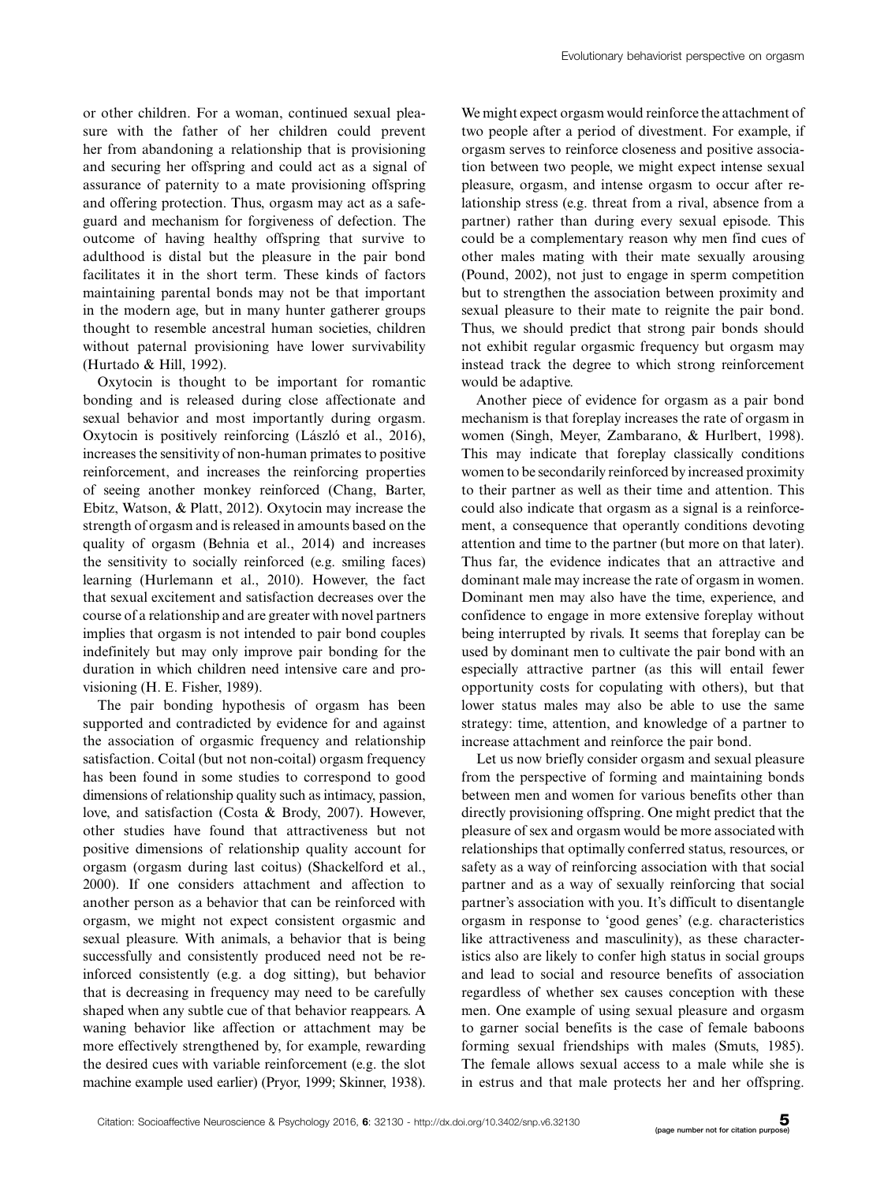or other children. For a woman, continued sexual pleasure with the father of her children could prevent her from abandoning a relationship that is provisioning and securing her offspring and could act as a signal of assurance of paternity to a mate provisioning offspring and offering protection. Thus, orgasm may act as a safeguard and mechanism for forgiveness of defection. The outcome of having healthy offspring that survive to adulthood is distal but the pleasure in the pair bond facilitates it in the short term. These kinds of factors maintaining parental bonds may not be that important in the modern age, but in many hunter gatherer groups thought to resemble ancestral human societies, children without paternal provisioning have lower survivability (Hurtado & Hill, 1992).

Oxytocin is thought to be important for romantic bonding and is released during close affectionate and sexual behavior and most importantly during orgasm. Oxytocin is positively reinforcing (László et al., 2016), increases the sensitivity of non-human primates to positive reinforcement, and increases the reinforcing properties of seeing another monkey reinforced (Chang, Barter, Ebitz, Watson, & Platt, 2012). Oxytocin may increase the strength of orgasm and is released in amounts based on the quality of orgasm (Behnia et al., 2014) and increases the sensitivity to socially reinforced (e.g. smiling faces) learning (Hurlemann et al., 2010). However, the fact that sexual excitement and satisfaction decreases over the course of a relationship and are greater with novel partners implies that orgasm is not intended to pair bond couples indefinitely but may only improve pair bonding for the duration in which children need intensive care and provisioning (H. E. Fisher, 1989).

The pair bonding hypothesis of orgasm has been supported and contradicted by evidence for and against the association of orgasmic frequency and relationship satisfaction. Coital (but not non-coital) orgasm frequency has been found in some studies to correspond to good dimensions of relationship quality such as intimacy, passion, love, and satisfaction (Costa & Brody, 2007). However, other studies have found that attractiveness but not positive dimensions of relationship quality account for orgasm (orgasm during last coitus) (Shackelford et al., 2000). If one considers attachment and affection to another person as a behavior that can be reinforced with orgasm, we might not expect consistent orgasmic and sexual pleasure. With animals, a behavior that is being successfully and consistently produced need not be reinforced consistently (e.g. a dog sitting), but behavior that is decreasing in frequency may need to be carefully shaped when any subtle cue of that behavior reappears. A waning behavior like affection or attachment may be more effectively strengthened by, for example, rewarding the desired cues with variable reinforcement (e.g. the slot machine example used earlier) (Pryor, 1999; Skinner, 1938). We might expect orgasm would reinforce the attachment of two people after a period of divestment. For example, if orgasm serves to reinforce closeness and positive association between two people, we might expect intense sexual pleasure, orgasm, and intense orgasm to occur after relationship stress (e.g. threat from a rival, absence from a partner) rather than during every sexual episode. This could be a complementary reason why men find cues of other males mating with their mate sexually arousing (Pound, 2002), not just to engage in sperm competition but to strengthen the association between proximity and sexual pleasure to their mate to reignite the pair bond. Thus, we should predict that strong pair bonds should not exhibit regular orgasmic frequency but orgasm may instead track the degree to which strong reinforcement would be adaptive.

Another piece of evidence for orgasm as a pair bond mechanism is that foreplay increases the rate of orgasm in women (Singh, Meyer, Zambarano, & Hurlbert, 1998). This may indicate that foreplay classically conditions women to be secondarily reinforced by increased proximity to their partner as well as their time and attention. This could also indicate that orgasm as a signal is a reinforcement, a consequence that operantly conditions devoting attention and time to the partner (but more on that later). Thus far, the evidence indicates that an attractive and dominant male may increase the rate of orgasm in women. Dominant men may also have the time, experience, and confidence to engage in more extensive foreplay without being interrupted by rivals. It seems that foreplay can be used by dominant men to cultivate the pair bond with an especially attractive partner (as this will entail fewer opportunity costs for copulating with others), but that lower status males may also be able to use the same strategy: time, attention, and knowledge of a partner to increase attachment and reinforce the pair bond.

Let us now briefly consider orgasm and sexual pleasure from the perspective of forming and maintaining bonds between men and women for various benefits other than directly provisioning offspring. One might predict that the pleasure of sex and orgasm would be more associated with relationships that optimally conferred status, resources, or safety as a way of reinforcing association with that social partner and as a way of sexually reinforcing that social partner's association with you. It's difficult to disentangle orgasm in response to 'good genes' (e.g. characteristics like attractiveness and masculinity), as these characteristics also are likely to confer high status in social groups and lead to social and resource benefits of association regardless of whether sex causes conception with these men. One example of using sexual pleasure and orgasm to garner social benefits is the case of female baboons forming sexual friendships with males (Smuts, 1985). The female allows sexual access to a male while she is in estrus and that male protects her and her offspring.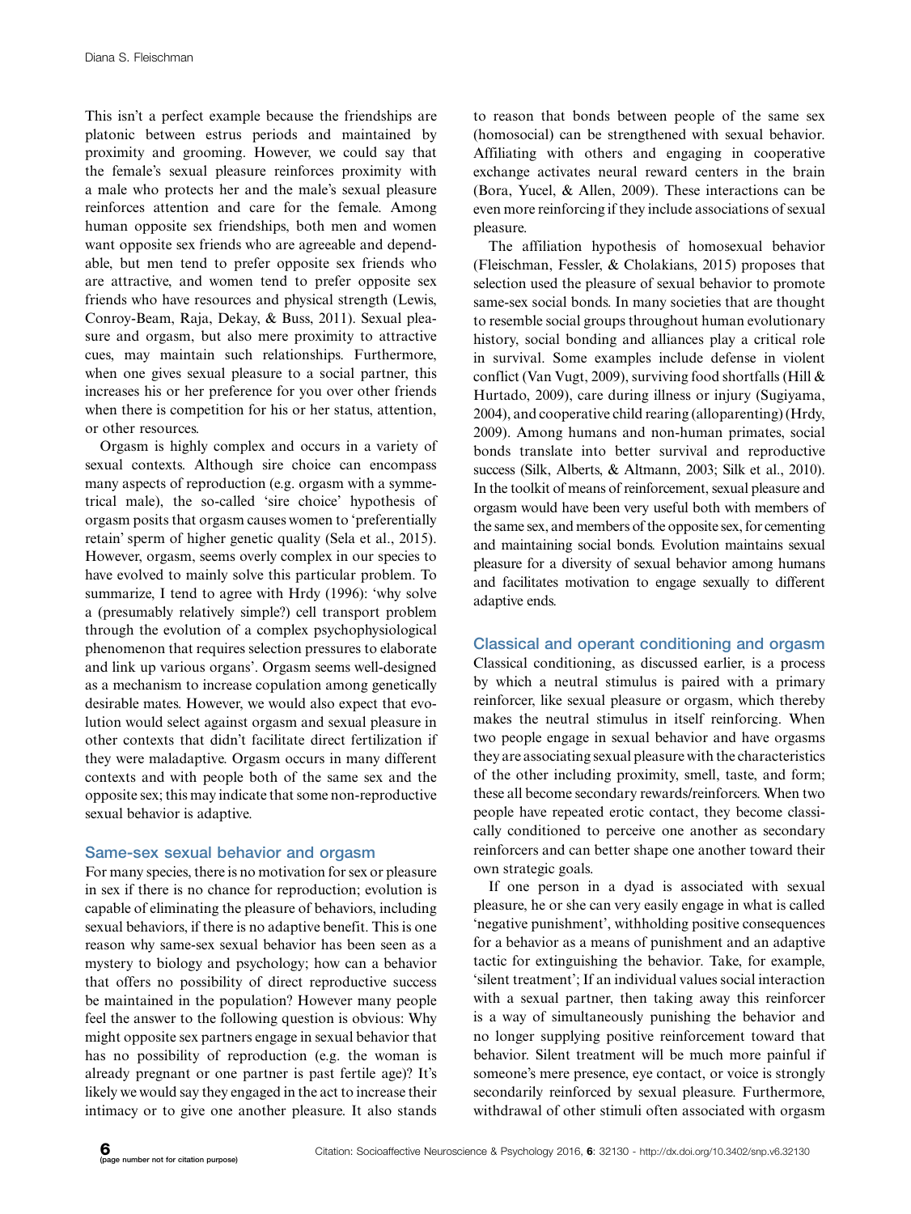This isn't a perfect example because the friendships are platonic between estrus periods and maintained by proximity and grooming. However, we could say that the female's sexual pleasure reinforces proximity with a male who protects her and the male's sexual pleasure reinforces attention and care for the female. Among human opposite sex friendships, both men and women want opposite sex friends who are agreeable and dependable, but men tend to prefer opposite sex friends who are attractive, and women tend to prefer opposite sex friends who have resources and physical strength (Lewis, Conroy-Beam, Raja, Dekay, & Buss, 2011). Sexual pleasure and orgasm, but also mere proximity to attractive cues, may maintain such relationships. Furthermore, when one gives sexual pleasure to a social partner, this increases his or her preference for you over other friends when there is competition for his or her status, attention, or other resources.

Orgasm is highly complex and occurs in a variety of sexual contexts. Although sire choice can encompass many aspects of reproduction (e.g. orgasm with a symmetrical male), the so-called 'sire choice' hypothesis of orgasm posits that orgasm causes women to 'preferentially retain' sperm of higher genetic quality (Sela et al., 2015). However, orgasm, seems overly complex in our species to have evolved to mainly solve this particular problem. To summarize, I tend to agree with Hrdy (1996): 'why solve a (presumably relatively simple?) cell transport problem through the evolution of a complex psychophysiological phenomenon that requires selection pressures to elaborate and link up various organs'. Orgasm seems well-designed as a mechanism to increase copulation among genetically desirable mates. However, we would also expect that evolution would select against orgasm and sexual pleasure in other contexts that didn't facilitate direct fertilization if they were maladaptive. Orgasm occurs in many different contexts and with people both of the same sex and the opposite sex; this may indicate that some non-reproductive sexual behavior is adaptive.

## Same-sex sexual behavior and orgasm

For many species, there is no motivation for sex or pleasure in sex if there is no chance for reproduction; evolution is capable of eliminating the pleasure of behaviors, including sexual behaviors, if there is no adaptive benefit. This is one reason why same-sex sexual behavior has been seen as a mystery to biology and psychology; how can a behavior that offers no possibility of direct reproductive success be maintained in the population? However many people feel the answer to the following question is obvious: Why might opposite sex partners engage in sexual behavior that has no possibility of reproduction (e.g. the woman is already pregnant or one partner is past fertile age)? It's likely we would say they engaged in the act to increase their intimacy or to give one another pleasure. It also stands to reason that bonds between people of the same sex (homosocial) can be strengthened with sexual behavior. Affiliating with others and engaging in cooperative exchange activates neural reward centers in the brain (Bora, Yucel, & Allen, 2009). These interactions can be even more reinforcing if they include associations of sexual pleasure.

The affiliation hypothesis of homosexual behavior (Fleischman, Fessler, & Cholakians, 2015) proposes that selection used the pleasure of sexual behavior to promote same-sex social bonds. In many societies that are thought to resemble social groups throughout human evolutionary history, social bonding and alliances play a critical role in survival. Some examples include defense in violent conflict (Van Vugt, 2009), surviving food shortfalls (Hill & Hurtado, 2009), care during illness or injury (Sugiyama, 2004), and cooperative child rearing (alloparenting) (Hrdy, 2009). Among humans and non-human primates, social bonds translate into better survival and reproductive success (Silk, Alberts, & Altmann, 2003; Silk et al., 2010). In the toolkit of means of reinforcement, sexual pleasure and orgasm would have been very useful both with members of the same sex, and members of the opposite sex, for cementing and maintaining social bonds. Evolution maintains sexual pleasure for a diversity of sexual behavior among humans and facilitates motivation to engage sexually to different adaptive ends.

## Classical and operant conditioning and orgasm

Classical conditioning, as discussed earlier, is a process by which a neutral stimulus is paired with a primary reinforcer, like sexual pleasure or orgasm, which thereby makes the neutral stimulus in itself reinforcing. When two people engage in sexual behavior and have orgasms they are associating sexual pleasure with the characteristics of the other including proximity, smell, taste, and form; these all become secondary rewards/reinforcers. When two people have repeated erotic contact, they become classically conditioned to perceive one another as secondary reinforcers and can better shape one another toward their own strategic goals.

If one person in a dyad is associated with sexual pleasure, he or she can very easily engage in what is called 'negative punishment', withholding positive consequences for a behavior as a means of punishment and an adaptive tactic for extinguishing the behavior. Take, for example, 'silent treatment'; If an individual values social interaction with a sexual partner, then taking away this reinforcer is a way of simultaneously punishing the behavior and no longer supplying positive reinforcement toward that behavior. Silent treatment will be much more painful if someone's mere presence, eye contact, or voice is strongly secondarily reinforced by sexual pleasure. Furthermore, withdrawal of other stimuli often associated with orgasm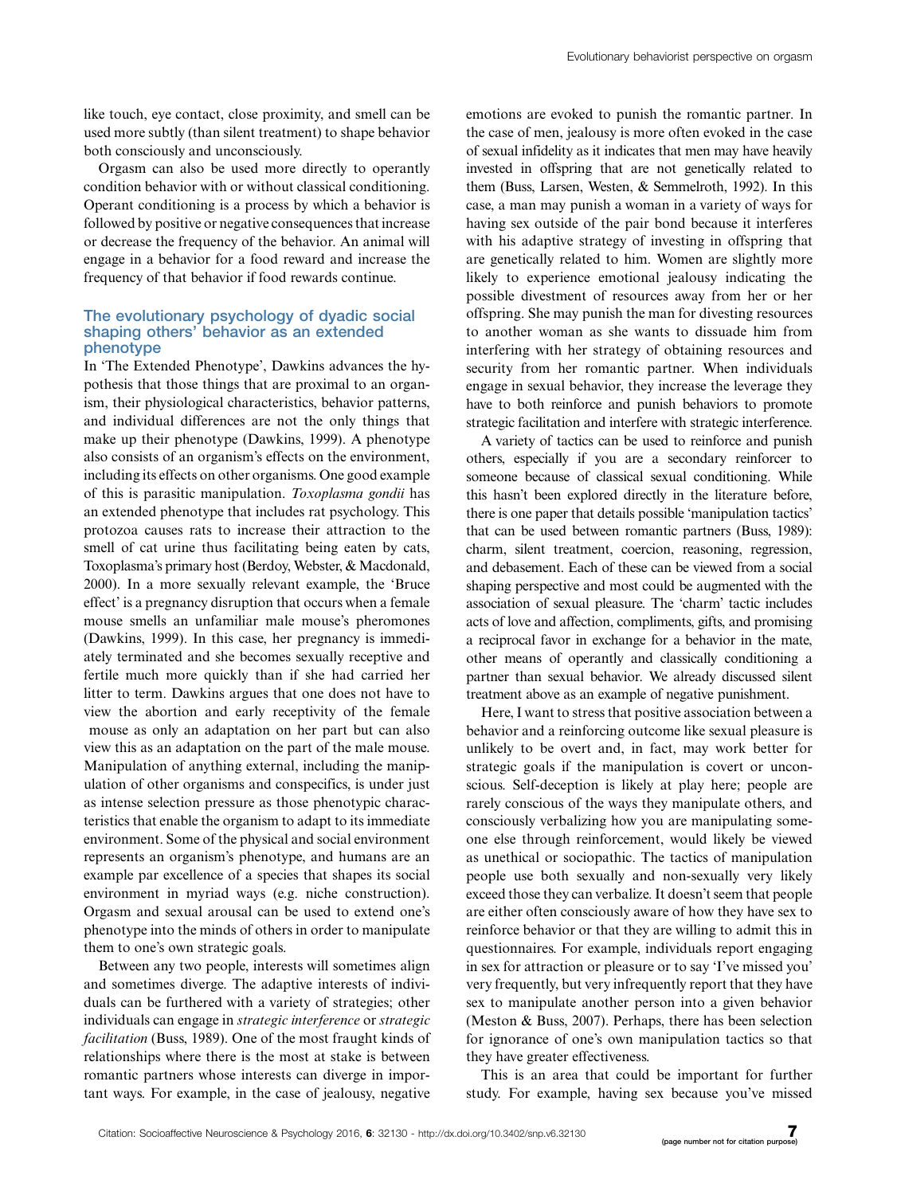like touch, eye contact, close proximity, and smell can be used more subtly (than silent treatment) to shape behavior both consciously and unconsciously.

Orgasm can also be used more directly to operantly condition behavior with or without classical conditioning. Operant conditioning is a process by which a behavior is followed by positive or negative consequences that increase or decrease the frequency of the behavior. An animal will engage in a behavior for a food reward and increase the frequency of that behavior if food rewards continue.

## The evolutionary psychology of dyadic social shaping others' behavior as an extended phenotype

In 'The Extended Phenotype', Dawkins advances the hypothesis that those things that are proximal to an organism, their physiological characteristics, behavior patterns, and individual differences are not the only things that make up their phenotype (Dawkins, 1999). A phenotype also consists of an organism's effects on the environment, including its effects on other organisms. One good example of this is parasitic manipulation. *Toxoplasma gondii* has an extended phenotype that includes rat psychology. This protozoa causes rats to increase their attraction to the smell of cat urine thus facilitating being eaten by cats, Toxoplasma's primary host (Berdoy, Webster, & Macdonald, 2000). In a more sexually relevant example, the 'Bruce effect' is a pregnancy disruption that occurs when a female mouse smells an unfamiliar male mouse's pheromones (Dawkins, 1999). In this case, her pregnancy is immediately terminated and she becomes sexually receptive and fertile much more quickly than if she had carried her litter to term. Dawkins argues that one does not have to view the abortion and early receptivity of the female mouse as only an adaptation on her part but can also view this as an adaptation on the part of the male mouse. Manipulation of anything external, including the manipulation of other organisms and conspecifics, is under just as intense selection pressure as those phenotypic characteristics that enable the organism to adapt to its immediate environment. Some of the physical and social environment represents an organism's phenotype, and humans are an example par excellence of a species that shapes its social environment in myriad ways (e.g. niche construction). Orgasm and sexual arousal can be used to extend one's phenotype into the minds of others in order to manipulate them to one's own strategic goals.

Between any two people, interests will sometimes align and sometimes diverge. The adaptive interests of individuals can be furthered with a variety of strategies; other individuals can engage in *strategic interference* or *strategic facilitation* (Buss, 1989). One of the most fraught kinds of relationships where there is the most at stake is between romantic partners whose interests can diverge in important ways. For example, in the case of jealousy, negative emotions are evoked to punish the romantic partner. In the case of men, jealousy is more often evoked in the case of sexual infidelity as it indicates that men may have heavily invested in offspring that are not genetically related to them (Buss, Larsen, Westen, & Semmelroth, 1992). In this case, a man may punish a woman in a variety of ways for having sex outside of the pair bond because it interferes with his adaptive strategy of investing in offspring that are genetically related to him. Women are slightly more likely to experience emotional jealousy indicating the possible divestment of resources away from her or her offspring. She may punish the man for divesting resources to another woman as she wants to dissuade him from interfering with her strategy of obtaining resources and security from her romantic partner. When individuals engage in sexual behavior, they increase the leverage they have to both reinforce and punish behaviors to promote strategic facilitation and interfere with strategic interference.

A variety of tactics can be used to reinforce and punish others, especially if you are a secondary reinforcer to someone because of classical sexual conditioning. While this hasn't been explored directly in the literature before, there is one paper that details possible 'manipulation tactics' that can be used between romantic partners (Buss, 1989): charm, silent treatment, coercion, reasoning, regression, and debasement. Each of these can be viewed from a social shaping perspective and most could be augmented with the association of sexual pleasure. The 'charm' tactic includes acts of love and affection, compliments, gifts, and promising a reciprocal favor in exchange for a behavior in the mate, other means of operantly and classically conditioning a partner than sexual behavior. We already discussed silent treatment above as an example of negative punishment.

Here, I want to stress that positive association between a behavior and a reinforcing outcome like sexual pleasure is unlikely to be overt and, in fact, may work better for strategic goals if the manipulation is covert or unconscious. Self-deception is likely at play here; people are rarely conscious of the ways they manipulate others, and consciously verbalizing how you are manipulating someone else through reinforcement, would likely be viewed as unethical or sociopathic. The tactics of manipulation people use both sexually and non-sexually very likely exceed those they can verbalize. It doesn't seem that people are either often consciously aware of how they have sex to reinforce behavior or that they are willing to admit this in questionnaires. For example, individuals report engaging in sex for attraction or pleasure or to say 'I've missed you' very frequently, but very infrequently report that they have sex to manipulate another person into a given behavior (Meston & Buss, 2007). Perhaps, there has been selection for ignorance of one's own manipulation tactics so that they have greater effectiveness.

This is an area that could be important for further study. For example, having sex because you've missed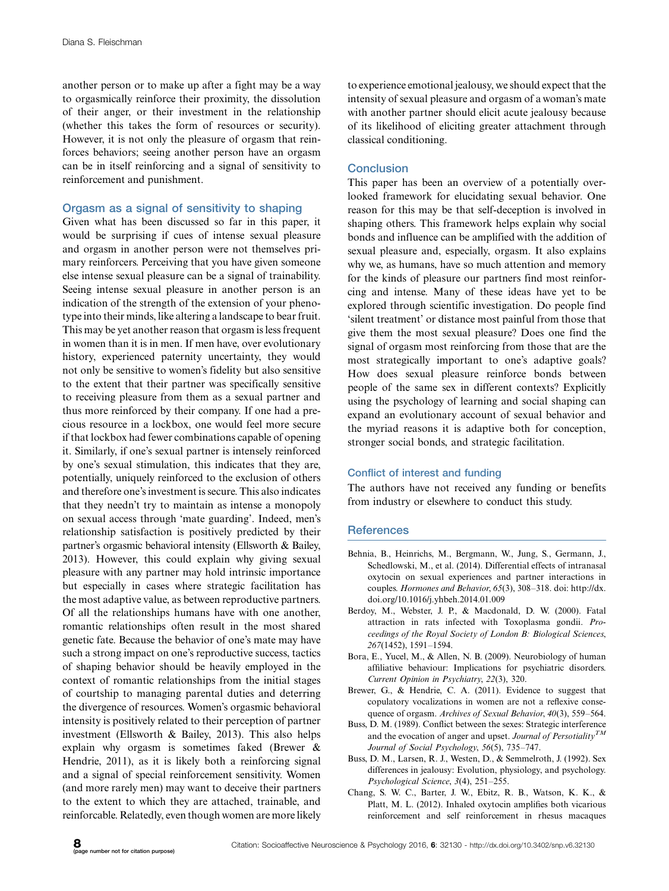another person or to make up after a fight may be a way to orgasmically reinforce their proximity, the dissolution of their anger, or their investment in the relationship (whether this takes the form of resources or security). However, it is not only the pleasure of orgasm that reinforces behaviors; seeing another person have an orgasm can be in itself reinforcing and a signal of sensitivity to reinforcement and punishment.

## Orgasm as a signal of sensitivity to shaping

Given what has been discussed so far in this paper, it would be surprising if cues of intense sexual pleasure and orgasm in another person were not themselves primary reinforcers. Perceiving that you have given someone else intense sexual pleasure can be a signal of trainability. Seeing intense sexual pleasure in another person is an indication of the strength of the extension of your phenotype into their minds, like altering a landscape to bear fruit. This may be yet another reason that orgasm is less frequent in women than it is in men. If men have, over evolutionary history, experienced paternity uncertainty, they would not only be sensitive to women's fidelity but also sensitive to the extent that their partner was specifically sensitive to receiving pleasure from them as a sexual partner and thus more reinforced by their company. If one had a precious resource in a lockbox, one would feel more secure if that lockbox had fewer combinations capable of opening it. Similarly, if one's sexual partner is intensely reinforced by one's sexual stimulation, this indicates that they are, potentially, uniquely reinforced to the exclusion of others and therefore one's investment is secure. This also indicates that they needn't try to maintain as intense a monopoly on sexual access through 'mate guarding'. Indeed, men's relationship satisfaction is positively predicted by their partner's orgasmic behavioral intensity (Ellsworth & Bailey, 2013). However, this could explain why giving sexual pleasure with any partner may hold intrinsic importance but especially in cases where strategic facilitation has the most adaptive value, as between reproductive partners. Of all the relationships humans have with one another, romantic relationships often result in the most shared genetic fate. Because the behavior of one's mate may have such a strong impact on one's reproductive success, tactics of shaping behavior should be heavily employed in the context of romantic relationships from the initial stages of courtship to managing parental duties and deterring the divergence of resources. Women's orgasmic behavioral intensity is positively related to their perception of partner investment (Ellsworth & Bailey, 2013). This also helps explain why orgasm is sometimes faked (Brewer & Hendrie, 2011), as it is likely both a reinforcing signal and a signal of special reinforcement sensitivity. Women (and more rarely men) may want to deceive their partners to the extent to which they are attached, trainable, and reinforcable. Relatedly, even though women are more likely to experience emotional jealousy, we should expect that the intensity of sexual pleasure and orgasm of a woman's mate with another partner should elicit acute jealousy because of its likelihood of eliciting greater attachment through classical conditioning.

## Conclusion

This paper has been an overview of a potentially overlooked framework for elucidating sexual behavior. One reason for this may be that self-deception is involved in shaping others. This framework helps explain why social bonds and influence can be amplified with the addition of sexual pleasure and, especially, orgasm. It also explains why we, as humans, have so much attention and memory for the kinds of pleasure our partners find most reinforcing and intense. Many of these ideas have yet to be explored through scientific investigation. Do people find 'silent treatment' or distance most painful from those that give them the most sexual pleasure? Does one find the signal of orgasm most reinforcing from those that are the most strategically important to one's adaptive goals? How does sexual pleasure reinforce bonds between people of the same sex in different contexts? Explicitly using the psychology of learning and social shaping can expand an evolutionary account of sexual behavior and the myriad reasons it is adaptive both for conception, stronger social bonds, and strategic facilitation.

## Conflict of interest and funding

The authors have not received any funding or benefits from industry or elsewhere to conduct this study.

## References

- Behnia, B., Heinrichs, M., Bergmann, W., Jung, S., Germann, J., Schedlowski, M., et al. (2014). Differential effects of intranasal oxytocin on sexual experiences and partner interactions in couples. *Hormones and Behavior*, *65*(3), 308–318. doi: http://dx.doi.org/10.1016/j.yhbeh.2014.01.009
- Berdoy, M., Webster, J. P., & Macdonald, D. W. (2000). Fatal attraction in rats infected with Toxoplasma gondii. *Proceedings of the Royal Society of London B: Biological Sciences*, *267*(1452), 1591–1594.
- Bora, E., Yucel, M., & Allen, N. B. (2009). Neurobiology of human affiliative behaviour: Implications for psychiatric disorders. *Current Opinion in Psychiatry*, *22*(3), 320.
- Brewer, G., & Hendrie, C. A. (2011). Evidence to suggest that copulatory vocalizations in women are not a reflexive consequence of orgasm. *Archives of Sexual Behavior*, *40*(3), 559–564.
- Buss, D. M. (1989). Conflict between the sexes: Strategic interference and the evocation of anger and upset. *Journal of Personality$^{TM}$ Journal of Social Psychology*, *56*(5), 735–747.
- Buss, D. M., Larsen, R. J., Westen, D., & Semmelroth, J. (1992). Sex differences in jealousy: Evolution, physiology, and psychology. *Psychological Science*, *3*(4), 251–255.
- Chang, S. W. C., Barter, J. W., Ebitz, R. B., Watson, K. K., & Platt, M. L. (2012). Inhaled oxytocin amplifies both vicarious reinforcement and self reinforcement in rhesus macaques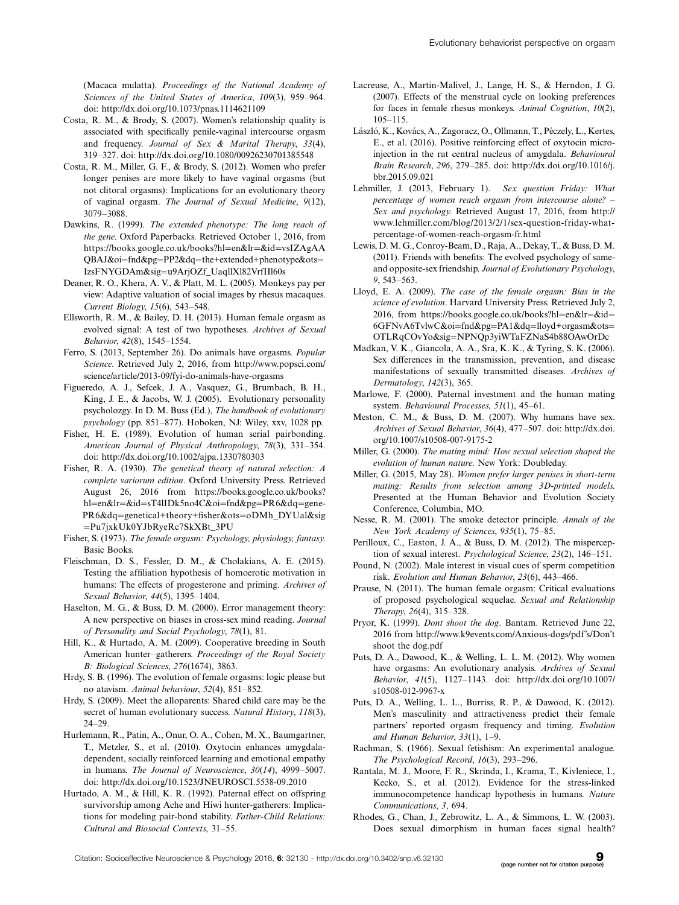(Macaca mulatta). *Proceedings of the National Academy of Sciences of the United States of America*, *109*(3), 959–964. doi: http://dx.doi.org/10.1073/pnas.1114621109

Costa, R. M., & Brody, S. (2007). Women's relationship quality is associated with specifically penile-vaginal intercourse orgasm and frequency. *Journal of Sex & Marital Therapy*, *33*(4), 319–327. doi: http://dx.doi.org/10.1080/00926230701385548

Costa, R. M., Miller, G. F., & Brody, S. (2012). Women who prefer longer penises are more likely to have vaginal orgasms (but not clitoral orgasms): Implications for an evolutionary theory of vaginal orgasm. *The Journal of Sexual Medicine*, *9*(12), 3079–3088.

Dawkins, R. (1999). *The extended phenotype: The long reach of the gene*. Oxford Paperbacks. Retrieved October 1, 2016, from https://books.google.co.uk/books?hl=en&lr=&id=vsIZAgAAQBAJ&oi=fnd&pg=PP2&dq=the+extended+phenotype&ots=IzsFNYGDAm&sig=u9ArjOZf_UaqllXl82VrfIIl60s

Deaner, R. O., Khera, A. V., & Platt, M. L. (2005). Monkeys pay per view: Adaptive valuation of social images by rhesus macaques. *Current Biology*, *15*(6), 543–548.

Ellsworth, R. M., & Bailey, D. H. (2013). Human female orgasm as evolved signal: A test of two hypotheses. *Archives of Sexual Behavior*, *42*(8), 1545–1554.

Ferro, S. (2013, September 26). Do animals have orgasms. *Popular Science*. Retrieved July 2, 2016, from http://www.popsci.com/science/article/2013-09/fyi-do-animals-have-orgasms

Figueredo, A. J., Sefcek, J. A., Vasquez, G., Brumbach, B. H., King, J. E., & Jacobs, W. J. (2005). Evolutionary personality psycholozgy. In D. M. Buss (Ed.), *The handbook of evolutionary psychology* (pp. 851–877). Hoboken, NJ: Wiley, xxv, 1028 pp.

Fisher, H. E. (1989). Evolution of human serial pairbonding. *American Journal of Physical Anthropology*, *78*(3), 331–354. doi: http://dx.doi.org/10.1002/ajpa.1330780303

Fisher, R. A. (1930). *The genetical theory of natural selection: A complete variorum edition*. Oxford University Press. Retrieved August 26, 2016 from https://books.google.co.uk/books?hl=en&lr=&id=sT4lIDk5no4C&oi=fnd&pg=PR6&dq=gene-PR6&dq=genetical+theory+fisher&ots=oDMh_DYUal&sig=Pu7jxkUk0YJbRyeRc7SkXBt_3PU

Fisher, S. (1973). *The female orgasm: Psychology, physiology, fantasy*. Basic Books.

Fleischman, D. S., Fessler, D. M., & Cholakians, A. E. (2015). Testing the affiliation hypothesis of homoerotic motivation in humans: The effects of progesterone and priming. *Archives of Sexual Behavior*, *44*(5), 1395–1404.

Haselton, M. G., & Buss, D. M. (2000). Error management theory: A new perspective on biases in cross-sex mind reading. *Journal of Personality and Social Psychology*, *78*(1), 81.

Hill, K., & Hurtado, A. M. (2009). Cooperative breeding in South American hunter–gatherers. *Proceedings of the Royal Society B: Biological Sciences*, *276*(1674), 3863.

Hrdy, S. B. (1996). The evolution of female orgasms: logic please but no atavism. *Animal behaviour*, *52*(4), 851–852.

Hrdy, S. (2009). Meet the alloparents: Shared child care may be the secret of human evolutionary success. *Natural History*, *118*(3), 24–29.

Hurlemann, R., Patin, A., Onur, O. A., Cohen, M. X., Baumgartner, T., Metzler, S., et al. (2010). Oxytocin enhances amygdala-dependent, socially reinforced learning and emotional empathy in humans. *The Journal of Neuroscience*, *30*(*14*), 4999–5007. doi: http://dx.doi.org/10.1523/JNEUROSCI.5538-09.2010

Hurtado, A. M., & Hill, K. R. (1992). Paternal effect on offspring survivorship among Ache and Hiwi hunter-gatherers: Implications for modeling pair-bond stability. *Father-Child Relations: Cultural and Biosocial Contexts*, 31–55.

Lacreuse, A., Martin-Malivel, J., Lange, H. S., & Herndon, J. G. (2007). Effects of the menstrual cycle on looking preferences for faces in female rhesus monkeys. *Animal Cognition*, *10*(2), 105–115.

László, K., Kovács, A., Zagoracz, O., Ollmann, T., Péczely, L., Kertes, E., et al. (2016). Positive reinforcing effect of oxytocin microinjection in the rat central nucleus of amygdala. *Behavioural Brain Research*, *296*, 279–285. doi: http://dx.doi.org/10.1016/j.bbr.2015.09.021

Lehmiller, J. (2013, February 1). *Sex question Friday: What percentage of women reach orgasm from intercourse alone? – Sex and psychology*. Retrieved August 17, 2016, from http://www.lehmiller.com/blog/2013/2/1/sex-question-friday-what-percentage-of-women-reach-orgasm-fr.html

Lewis, D. M. G., Conroy-Beam, D., Raja, A., Dekay, T., & Buss, D. M. (2011). Friends with benefits: The evolved psychology of same- and opposite-sex friendship. *Journal of Evolutionary Psychology*, *9*, 543–563.

Lloyd, E. A. (2009). *The case of the female orgasm: Bias in the science of evolution*. Harvard University Press. Retrieved July 2, 2016, from https://books.google.co.uk/books?hl=en&lr=&id=6GFNvA6TvlwC&oi=fnd&pg=PA1&dq=lloyd+orgasm&ots=OTLRqCOvYo&sig=NPNQp3yiWTaFZNaS4b88OAwOrDc

Madkan, V. K., Giancola, A. A., Sra, K. K., & Tyring, S. K. (2006). Sex differences in the transmission, prevention, and disease manifestations of sexually transmitted diseases. *Archives of Dermatology*, *142*(3), 365.

Marlowe, F. (2000). Paternal investment and the human mating system. *Behavioural Processes*, *51*(1), 45–61.

Meston, C. M., & Buss, D. M. (2007). Why humans have sex. *Archives of Sexual Behavior*, *36*(4), 477–507. doi: http://dx.doi.org/10.1007/s10508-007-9175-2

Miller, G. (2000). *The mating mind: How sexual selection shaped the evolution of human nature*. New York: Doubleday.

Miller, G. (2015, May 28). *Women prefer larger penises in short-term mating: Results from selection among 3D-printed models*. Presented at the Human Behavior and Evolution Society Conference, Columbia, MO.

Nesse, R. M. (2001). The smoke detector principle. *Annals of the New York Academy of Sciences*, *935*(1), 75–85.

Perilloux, C., Easton, J. A., & Buss, D. M. (2012). The misperception of sexual interest. *Psychological Science*, *23*(2), 146–151.

Pound, N. (2002). Male interest in visual cues of sperm competition risk. *Evolution and Human Behavior*, *23*(6), 443–466.

Prause, N. (2011). The human female orgasm: Critical evaluations of proposed psychological sequelae. *Sexual and Relationship Therapy*, *26*(4), 315–328.

Pryor, K. (1999). *Dont shoot the dog*. Bantam. Retrieved June 22, 2016 from http://www.k9events.com/Anxious-dogs/pdf's/Don't shoot the dog.pdf

Puts, D. A., Dawood, K., & Welling, L. L. M. (2012). Why women have orgasms: An evolutionary analysis. *Archives of Sexual Behavior*, *41*(5), 1127–1143. doi: http://dx.doi.org/10.1007/s10508-012-9967-x

Puts, D. A., Welling, L. L., Burriss, R. P., & Dawood, K. (2012). Men's masculinity and attractiveness predict their female partners' reported orgasm frequency and timing. *Evolution and Human Behavior*, *33*(1), 1–9.

Rachman, S. (1966). Sexual fetishism: An experimental analogue. *The Psychological Record*, *16*(3), 293–296.

Rantala, M. J., Moore, F. R., Skrinda, I., Krama, T., Kivleniece, I., Kecko, S., et al. (2012). Evidence for the stress-linked immunocompetence handicap hypothesis in humans. *Nature Communications*, *3*, 694.

Rhodes, G., Chan, J., Zebrowitz, L. A., & Simmons, L. W. (2003). Does sexual dimorphism in human faces signal health?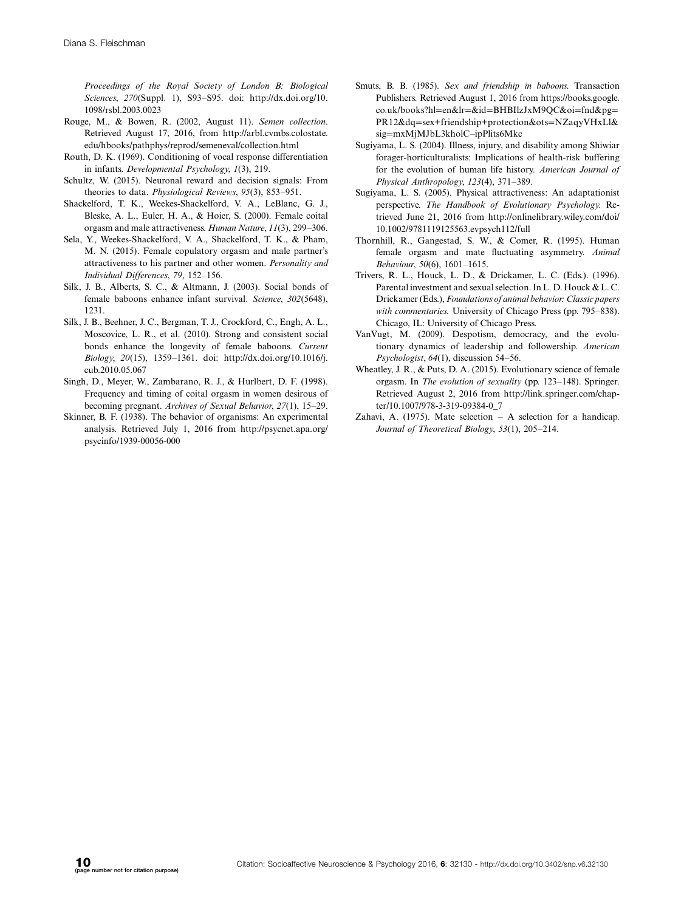Proceedings of the Royal Society of London B: Biological Sciences, 270(Suppl. 1), S93–S95. doi: http://dx.doi.org/10.1098/rsbl.2003.0023

Rouge, M., & Bowen, R. (2002, August 11). *Semen collection*. Retrieved August 17, 2016, from http://arbl.cvmbs.colostate.edu/hbooks/pathphys/reprod/semeneval/collection.html

Routh, D. K. (1969). Conditioning of vocal response differentiation in infants. *Developmental Psychology*, *1*(3), 219.

Schultz, W. (2015). Neuronal reward and decision signals: From theories to data. *Physiological Reviews*, *95*(3), 853–951.

Shackelford, T. K., Weekes-Shackelford, V. A., LeBlanc, G. J., Bleske, A. L., Euler, H. A., & Hoier, S. (2000). Female coital orgasm and male attractiveness. *Human Nature*, *11*(3), 299–306.

Sela, Y., Weekes-Shackelford, V. A., Shackelford, T. K., & Pham, M. N. (2015). Female copulatory orgasm and male partner's attractiveness to his partner and other women. *Personality and Individual Differences*, *79*, 152–156.

Silk, J. B., Alberts, S. C., & Altmann, J. (2003). Social bonds of female baboons enhance infant survival. *Science*, *302*(5648), 1231.

Silk, J. B., Beehner, J. C., Bergman, T. J., Crockford, C., Engh, A. L., Moscovice, L. R., et al. (2010). Strong and consistent social bonds enhance the longevity of female baboons. *Current Biology*, *20*(15), 1359–1361. doi: http://dx.doi.org/10.1016/j.cub.2010.05.067

Singh, D., Meyer, W., Zambarano, R. J., & Hurlbert, D. F. (1998). Frequency and timing of coital orgasm in women desirous of becoming pregnant. *Archives of Sexual Behavior*, *27*(1), 15–29.

Skinner, B. F. (1938). The behavior of organisms: An experimental analysis. Retrieved July 1, 2016 from http://psycnet.apa.org/psycinfo/1939-00056-000

Smuts, B. B. (1985). *Sex and friendship in baboons*. Transaction Publishers. Retrieved August 1, 2016 from https://books.google.co.uk/books?hl=en&lr=&id=BHBIlzJxM9QC&oi=fnd&pg=PR12&dq=sex+friendship+protection&ots=NZaqyVHxLl&sig=mxMjMJbL3kholC–ipPlits6Mkc

Sugiyama, L. S. (2004). Illness, injury, and disability among Shiwiar forager-horticulturalists: Implications of health-risk buffering for the evolution of human life history. *American Journal of Physical Anthropology*, *123*(4), 371–389.

Sugiyama, L. S. (2005). Physical attractiveness: An adaptationist perspective. *The Handbook of Evolutionary Psychology*. Retrieved June 21, 2016 from http://onlinelibrary.wiley.com/doi/10.1002/9781119125563.evpsych112/full

Thornhill, R., Gangestad, S. W., & Comer, R. (1995). Human female orgasm and mate fluctuating asymmetry. *Animal Behaviour*, *50*(6), 1601–1615.

Trivers, R. L., Houck, L. D., & Drickamer, L. C. (Eds.). (1996). Parental investment and sexual selection. In L. D. Houck & L. C. Drickamer (Eds.), *Foundations of animal behavior: Classic papers with commentaries.* University of Chicago Press (pp. 795–838). Chicago, IL: University of Chicago Press.

VanVugt, M. (2009). Despotism, democracy, and the evolutionary dynamics of leadership and followership. *American Psychologist*, *64*(1), discussion 54–56.

Wheatley, J. R., & Puts, D. A. (2015). Evolutionary science of female orgasm. In *The evolution of sexuality* (pp. 123–148). Springer. Retrieved August 2, 2016 from http://link.springer.com/chapter/10.1007/978-3-319-09384-0_7

Zahavi, A. (1975). Mate selection – A selection for a handicap. *Journal of Theoretical Biology*, *53*(1), 205–214.